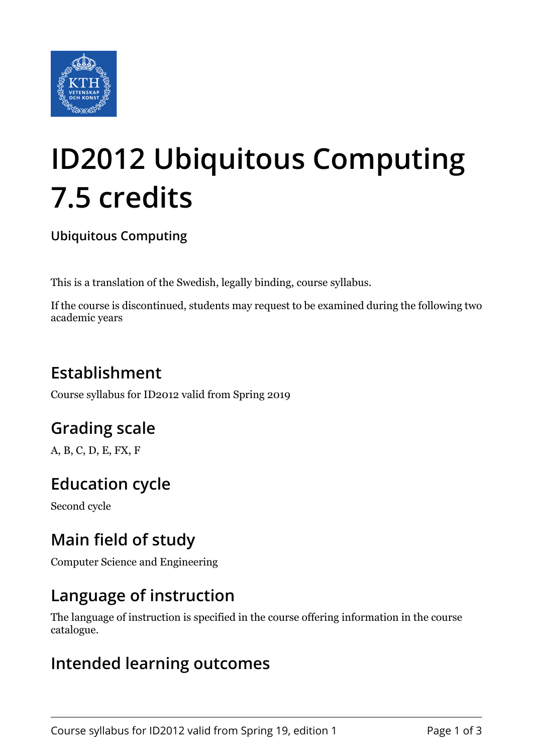# ID2012 Ubiquitous Computing 7.5 credits

**Ubiquitous Computing**

This is a translation of the Swedish, legally binding, course syllabus.

If the course is discontinued, students may request to be examined during the following two academic years

## Establishment

Course syllabus for ID2012 valid from Spring 2019

## Grading scale

A, B, C, D, E, FX, F

## Education cycle

Second cycle

## Main field of study

Computer Science and Engineering

## Language of instruction

The language of instruction is specified in the course offering information in the course catalogue.

## Intended learning outcomes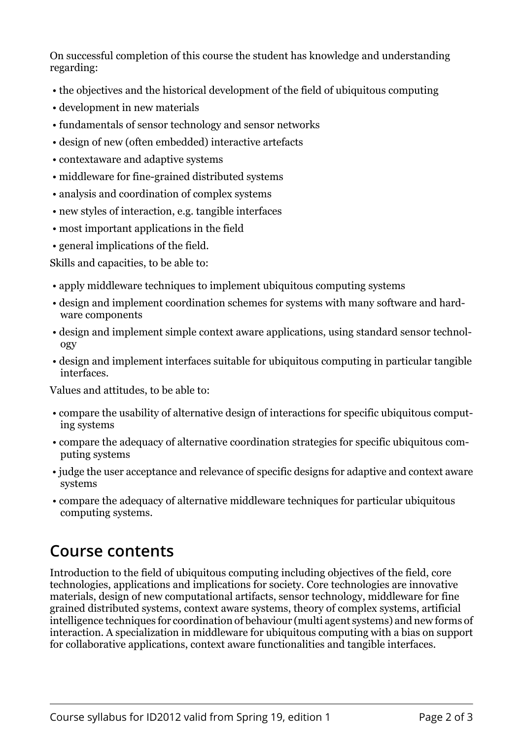On successful completion of this course the student has knowledge and understanding regarding:

- the objectives and the historical development of the field of ubiquitous computing
- development in new materials
- fundamentals of sensor technology and sensor networks
- design of new (often embedded) interactive artefacts
- contextaware and adaptive systems
- middleware for fine-grained distributed systems
- analysis and coordination of complex systems
- new styles of interaction, e.g. tangible interfaces
- most important applications in the field
- general implications of the field.

Skills and capacities, to be able to:

- apply middleware techniques to implement ubiquitous computing systems
- design and implement coordination schemes for systems with many software and hardware components
- design and implement simple context aware applications, using standard sensor technology
- design and implement interfaces suitable for ubiquitous computing in particular tangible interfaces.

Values and attitudes, to be able to:

- compare the usability of alternative design of interactions for specific ubiquitous computing systems
- compare the adequacy of alternative coordination strategies for specific ubiquitous computing systems
- judge the user acceptance and relevance of specific designs for adaptive and context aware systems
- compare the adequacy of alternative middleware techniques for particular ubiquitous computing systems.

## Course contents

Introduction to the field of ubiquitous computing including objectives of the field, core technologies, applications and implications for society. Core technologies are innovative materials, design of new computational artifacts, sensor technology, middleware for fine grained distributed systems, context aware systems, theory of complex systems, artificial intelligence techniques for coordination of behaviour (multi agent systems) and new forms of interaction. A specialization in middleware for ubiquitous computing with a bias on support for collaborative applications, context aware functionalities and tangible interfaces.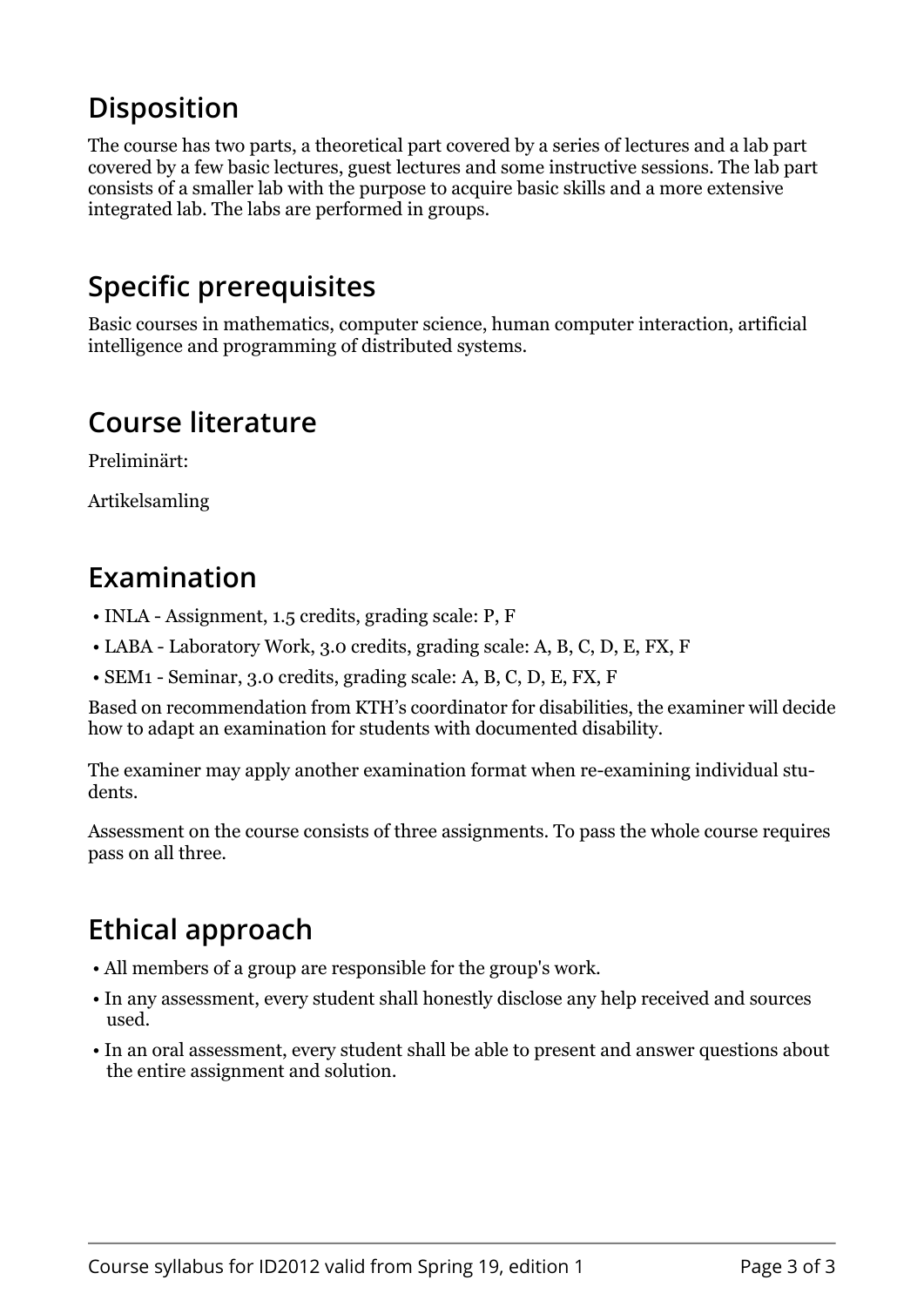## Disposition

The course has two parts, a theoretical part covered by a series of lectures and a lab part covered by a few basic lectures, guest lectures and some instructive sessions. The lab part consists of a smaller lab with the purpose to acquire basic skills and a more extensive integrated lab. The labs are performed in groups.

## Specific prerequisites

Basic courses in mathematics, computer science, human computer interaction, artificial intelligence and programming of distributed systems.

## Course literature

Preliminärt:

Artikelsamling

## Examination

- INLA - Assignment, 1.5 credits, grading scale: P, F
- LABA - Laboratory Work, 3.0 credits, grading scale: A, B, C, D, E, FX, F
- SEM1 - Seminar, 3.0 credits, grading scale: A, B, C, D, E, FX, F

Based on recommendation from KTH's coordinator for disabilities, the examiner will decide how to adapt an examination for students with documented disability.

The examiner may apply another examination format when re-examining individual students.

Assessment on the course consists of three assignments. To pass the whole course requires pass on all three.

## Ethical approach

- All members of a group are responsible for the group's work.
- In any assessment, every student shall honestly disclose any help received and sources used.
- In an oral assessment, every student shall be able to present and answer questions about the entire assignment and solution.